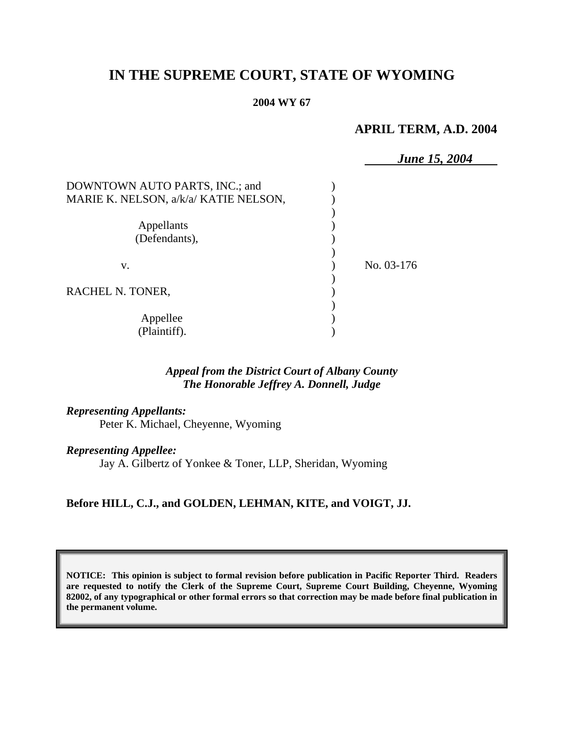# IN THE SUPREME COURT, STATE OF WYOMING

**2004 WY 67**

**APRIL TERM, A.D. 2004**

***June 15, 2004***

| | | |
|---|---|---|
| DOWNTOWN AUTO PARTS, INC.; and MARIE K. NELSON, a/k/a/ KATIE NELSON, | ) | |
| Appellants (Defendants), | ) | |
| v. | ) | No. 03-176 |
| RACHEL N. TONER, | ) | |
| Appellee (Plaintiff). | ) | |

*Appeal from the District Court of Albany County*
*The Honorable Jeffrey A. Donnell, Judge*

*Representing Appellants:*
Peter K. Michael, Cheyenne, Wyoming

*Representing Appellee:*
Jay A. Gilbertz of Yonkee & Toner, LLP, Sheridan, Wyoming

**Before HILL, C.J., and GOLDEN, LEHMAN, KITE, and VOIGT, JJ.**

**NOTICE: This opinion is subject to formal revision before publication in Pacific Reporter Third. Readers are requested to notify the Clerk of the Supreme Court, Supreme Court Building, Cheyenne, Wyoming 82002, of any typographical or other formal errors so that correction may be made before final publication in the permanent volume.**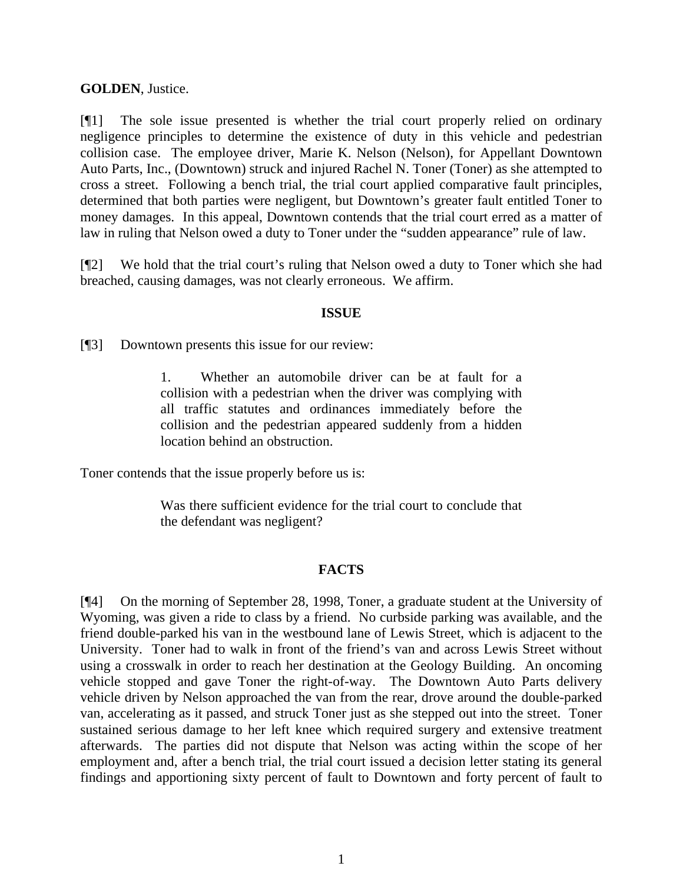**GOLDEN**, Justice.

[¶1] The sole issue presented is whether the trial court properly relied on ordinary negligence principles to determine the existence of duty in this vehicle and pedestrian collision case. The employee driver, Marie K. Nelson (Nelson), for Appellant Downtown Auto Parts, Inc., (Downtown) struck and injured Rachel N. Toner (Toner) as she attempted to cross a street. Following a bench trial, the trial court applied comparative fault principles, determined that both parties were negligent, but Downtown's greater fault entitled Toner to money damages. In this appeal, Downtown contends that the trial court erred as a matter of law in ruling that Nelson owed a duty to Toner under the "sudden appearance" rule of law.

[¶2] We hold that the trial court's ruling that Nelson owed a duty to Toner which she had breached, causing damages, was not clearly erroneous. We affirm.

## ISSUE

[¶3] Downtown presents this issue for our review:

> 1. Whether an automobile driver can be at fault for a collision with a pedestrian when the driver was complying with all traffic statutes and ordinances immediately before the collision and the pedestrian appeared suddenly from a hidden location behind an obstruction.

Toner contends that the issue properly before us is:

> Was there sufficient evidence for the trial court to conclude that the defendant was negligent?

## FACTS

[¶4] On the morning of September 28, 1998, Toner, a graduate student at the University of Wyoming, was given a ride to class by a friend. No curbside parking was available, and the friend double-parked his van in the westbound lane of Lewis Street, which is adjacent to the University. Toner had to walk in front of the friend's van and across Lewis Street without using a crosswalk in order to reach her destination at the Geology Building. An oncoming vehicle stopped and gave Toner the right-of-way. The Downtown Auto Parts delivery vehicle driven by Nelson approached the van from the rear, drove around the double-parked van, accelerating as it passed, and struck Toner just as she stepped out into the street. Toner sustained serious damage to her left knee which required surgery and extensive treatment afterwards. The parties did not dispute that Nelson was acting within the scope of her employment and, after a bench trial, the trial court issued a decision letter stating its general findings and apportioning sixty percent of fault to Downtown and forty percent of fault to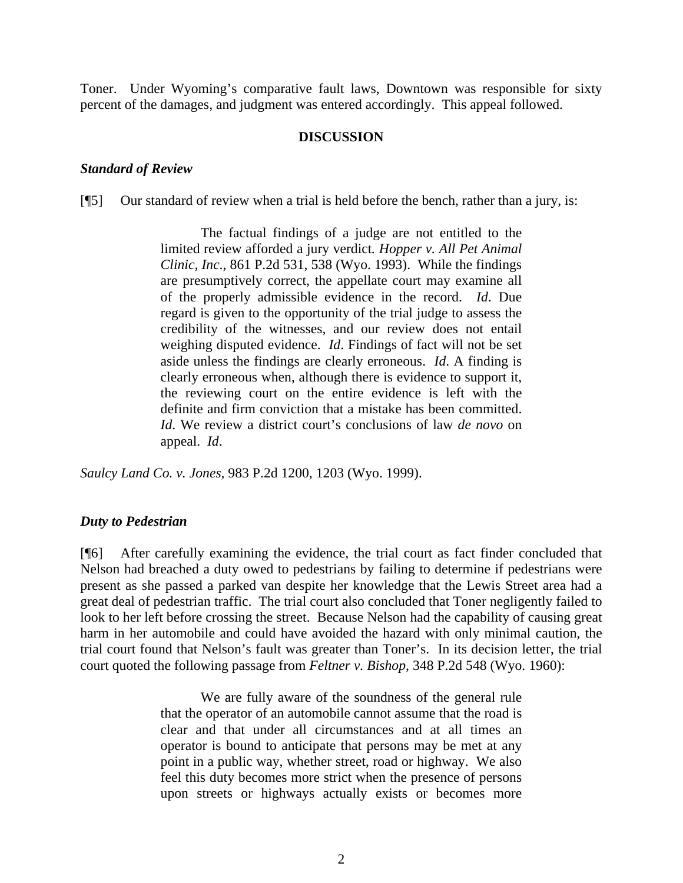Toner. Under Wyoming's comparative fault laws, Downtown was responsible for sixty percent of the damages, and judgment was entered accordingly. This appeal followed.

## DISCUSSION

### *Standard of Review*

[¶5] Our standard of review when a trial is held before the bench, rather than a jury, is:

> The factual findings of a judge are not entitled to the limited review afforded a jury verdict. *Hopper v. All Pet Animal Clinic, Inc*., 861 P.2d 531, 538 (Wyo. 1993). While the findings are presumptively correct, the appellate court may examine all of the properly admissible evidence in the record. *Id*. Due regard is given to the opportunity of the trial judge to assess the credibility of the witnesses, and our review does not entail weighing disputed evidence. *Id*. Findings of fact will not be set aside unless the findings are clearly erroneous. *Id*. A finding is clearly erroneous when, although there is evidence to support it, the reviewing court on the entire evidence is left with the definite and firm conviction that a mistake has been committed. *Id*. We review a district court's conclusions of law *de novo* on appeal. *Id*.

*Saulcy Land Co. v. Jones,* 983 P.2d 1200, 1203 (Wyo. 1999).

### *Duty to Pedestrian*

[¶6] After carefully examining the evidence, the trial court as fact finder concluded that Nelson had breached a duty owed to pedestrians by failing to determine if pedestrians were present as she passed a parked van despite her knowledge that the Lewis Street area had a great deal of pedestrian traffic. The trial court also concluded that Toner negligently failed to look to her left before crossing the street. Because Nelson had the capability of causing great harm in her automobile and could have avoided the hazard with only minimal caution, the trial court found that Nelson's fault was greater than Toner's. In its decision letter, the trial court quoted the following passage from *Feltner v. Bishop,* 348 P.2d 548 (Wyo. 1960):

> We are fully aware of the soundness of the general rule that the operator of an automobile cannot assume that the road is clear and that under all circumstances and at all times an operator is bound to anticipate that persons may be met at any point in a public way, whether street, road or highway. We also feel this duty becomes more strict when the presence of persons upon streets or highways actually exists or becomes more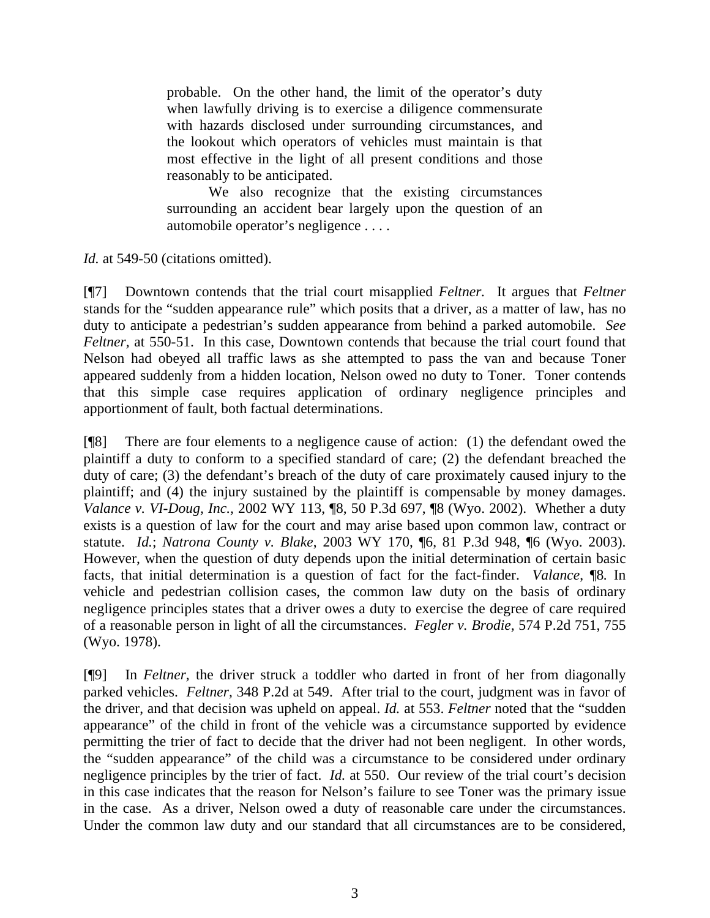> probable. On the other hand, the limit of the operator's duty when lawfully driving is to exercise a diligence commensurate with hazards disclosed under surrounding circumstances, and the lookout which operators of vehicles must maintain is that most effective in the light of all present conditions and those reasonably to be anticipated.
>
> We also recognize that the existing circumstances surrounding an accident bear largely upon the question of an automobile operator's negligence . . . .

*Id.* at 549-50 (citations omitted).

[¶7] Downtown contends that the trial court misapplied *Feltner.* It argues that *Feltner* stands for the "sudden appearance rule" which posits that a driver, as a matter of law, has no duty to anticipate a pedestrian's sudden appearance from behind a parked automobile. *See Feltner,* at 550-51. In this case, Downtown contends that because the trial court found that Nelson had obeyed all traffic laws as she attempted to pass the van and because Toner appeared suddenly from a hidden location, Nelson owed no duty to Toner. Toner contends that this simple case requires application of ordinary negligence principles and apportionment of fault, both factual determinations.

[¶8] There are four elements to a negligence cause of action: (1) the defendant owed the plaintiff a duty to conform to a specified standard of care; (2) the defendant breached the duty of care; (3) the defendant's breach of the duty of care proximately caused injury to the plaintiff; and (4) the injury sustained by the plaintiff is compensable by money damages. *Valance v. VI-Doug, Inc.,* 2002 WY 113, ¶8, 50 P.3d 697, ¶8 (Wyo. 2002). Whether a duty exists is a question of law for the court and may arise based upon common law, contract or statute. *Id.*; *Natrona County v. Blake,* 2003 WY 170, ¶6, 81 P.3d 948, ¶6 (Wyo. 2003). However, when the question of duty depends upon the initial determination of certain basic facts, that initial determination is a question of fact for the fact-finder. *Valance,* ¶8. In vehicle and pedestrian collision cases, the common law duty on the basis of ordinary negligence principles states that a driver owes a duty to exercise the degree of care required of a reasonable person in light of all the circumstances. *Fegler v. Brodie,* 574 P.2d 751, 755 (Wyo. 1978).

[¶9] In *Feltner,* the driver struck a toddler who darted in front of her from diagonally parked vehicles. *Feltner,* 348 P.2d at 549. After trial to the court, judgment was in favor of the driver, and that decision was upheld on appeal. *Id.* at 553. *Feltner* noted that the "sudden appearance" of the child in front of the vehicle was a circumstance supported by evidence permitting the trier of fact to decide that the driver had not been negligent. In other words, the "sudden appearance" of the child was a circumstance to be considered under ordinary negligence principles by the trier of fact. *Id.* at 550. Our review of the trial court's decision in this case indicates that the reason for Nelson's failure to see Toner was the primary issue in the case. As a driver, Nelson owed a duty of reasonable care under the circumstances. Under the common law duty and our standard that all circumstances are to be considered,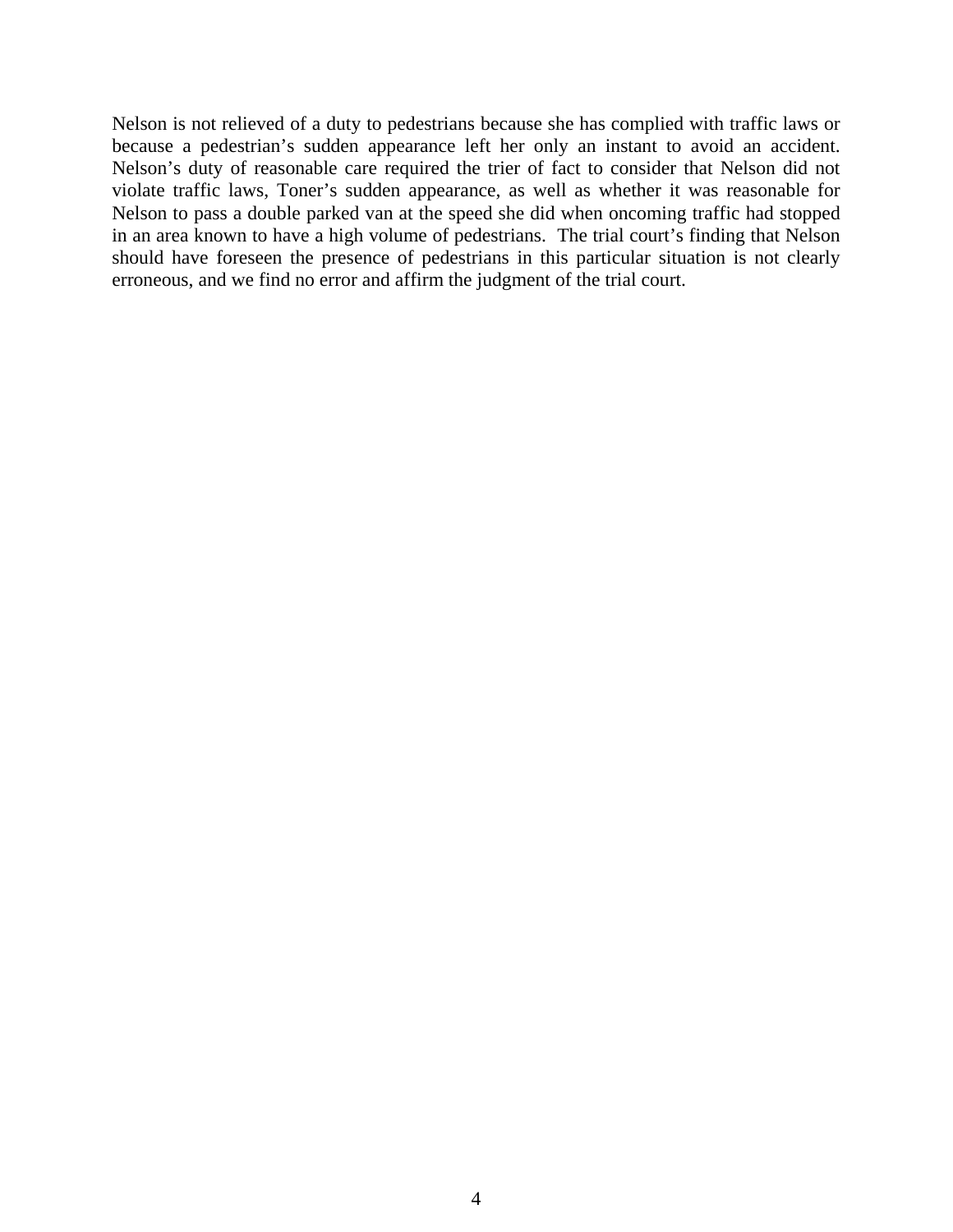Nelson is not relieved of a duty to pedestrians because she has complied with traffic laws or because a pedestrian's sudden appearance left her only an instant to avoid an accident. Nelson's duty of reasonable care required the trier of fact to consider that Nelson did not violate traffic laws, Toner's sudden appearance, as well as whether it was reasonable for Nelson to pass a double parked van at the speed she did when oncoming traffic had stopped in an area known to have a high volume of pedestrians. The trial court's finding that Nelson should have foreseen the presence of pedestrians in this particular situation is not clearly erroneous, and we find no error and affirm the judgment of the trial court.